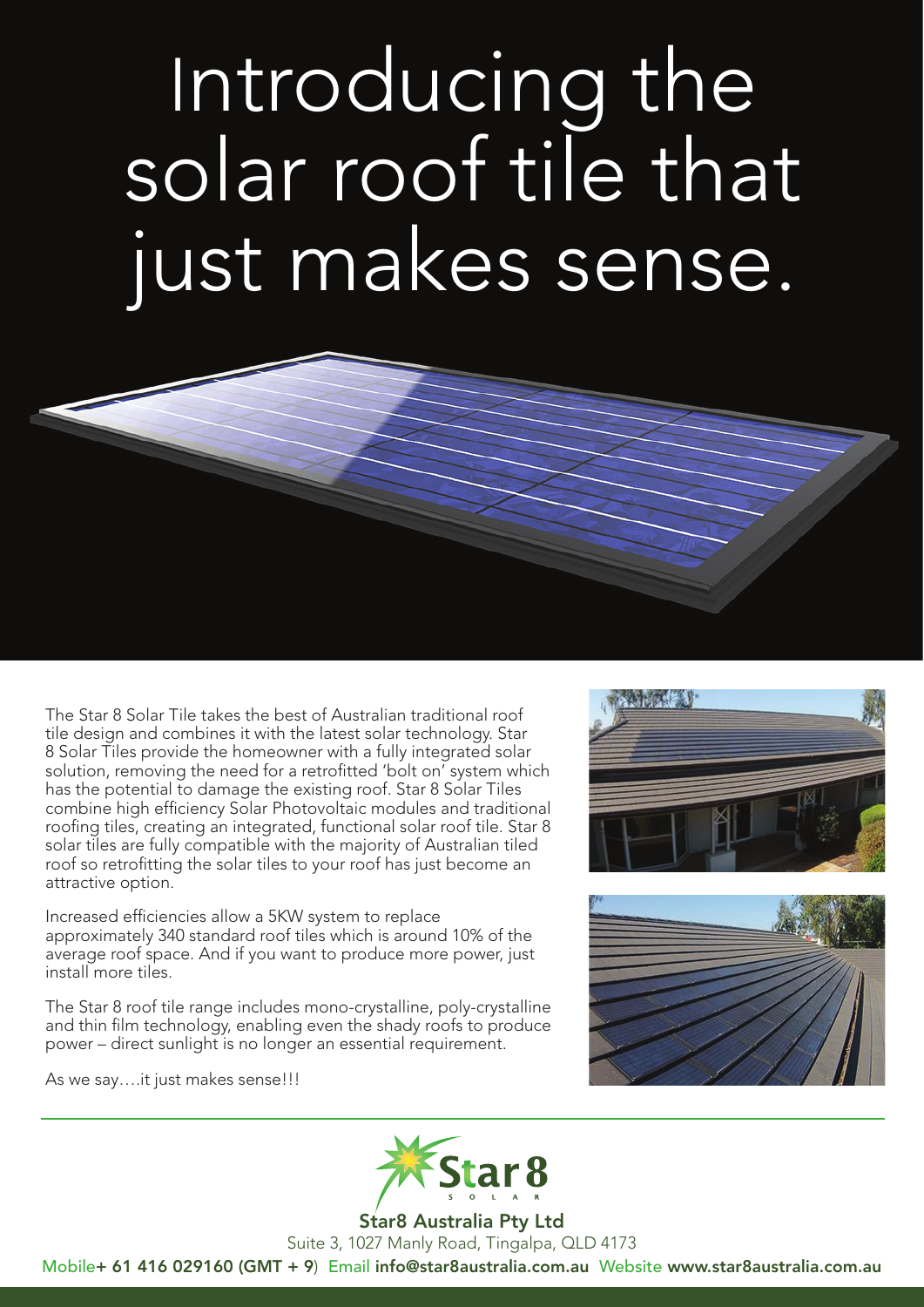# Introducing the solar roof tile that just makes sense.

The Star 8 Solar Tile takes the best of Australian traditional roof tile design and combines it with the latest solar technology. Star 8 Solar Tiles provide the homeowner with a fully integrated solar solution, removing the need for a retrofitted 'bolt on' system which has the potential to damage the existing roof. Star 8 Solar Tiles combine high efficiency Solar Photovoltaic modules and traditional roofing tiles, creating an integrated, functional solar roof tile. Star 8 solar tiles are fully compatible with the majority of Australian tiled roof so retrofitting the solar tiles to your roof has just become an attractive option.

Increased efficiencies allow a 5KW system to replace approximately 340 standard roof tiles which is around 10% of the average roof space. And if you want to produce more power, just install more tiles.

The Star 8 roof tile range includes mono-crystalline, poly-crystalline and thin film technology, enabling even the shady roofs to produce power – direct sunlight is no longer an essential requirement.

As we say….it just makes sense!!!

**Star8 Australia Pty Ltd**

Suite 3, 1027 Manly Road, Tingalpa, QLD 4173

Mobile **+ 61 416 029160 (GMT + 9)** Email **info@star8australia.com.au** Website **www.star8australia.com.au**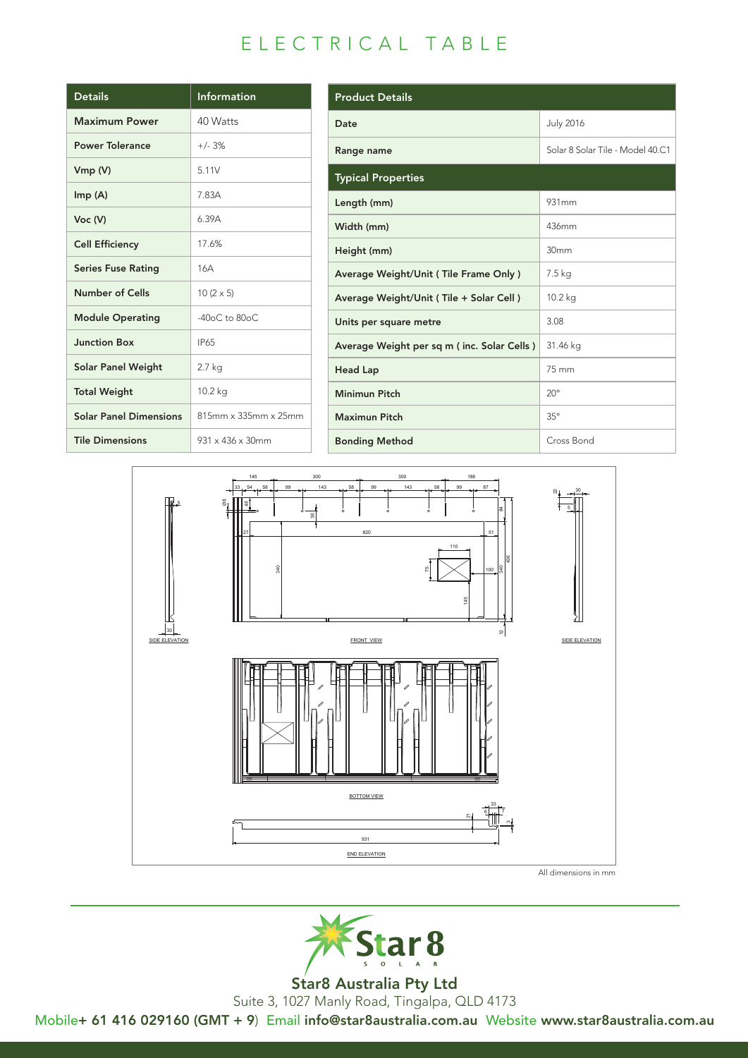# ELECTRICAL TABLE

| Details | Information |
|---|---|
| Maximum Power | 40 Watts |
| Power Tolerance | +/- 3% |
| Vmp (V) | 5.11V |
| Imp (A) | 7.83A |
| Voc (V) | 6.39A |
| Cell Efficiency | 17.6% |
| Series Fuse Rating | 16A |
| Number of Cells | 10 (2 x 5) |
| Module Operating | -40oC to 80oC |
| Junction Box | IP65 |
| Solar Panel Weight | 2.7 kg |
| Total Weight | 10.2 kg |
| Solar Panel Dimensions | 815mm x 335mm x 25mm |
| Tile Dimensions | 931 x 436 x 30mm |

| Product Details | |
|---|---|
| Date | July 2016 |
| Range name | Solar 8 Solar Tile - Model 40.C1 |
| **Typical Properties** | |
| Length (mm) | 931mm |
| Width (mm) | 436mm |
| Height (mm) | 30mm |
| Average Weight/Unit ( Tile Frame Only ) | 7.5 kg |
| Average Weight/Unit ( Tile + Solar Cell ) | 10.2 kg |
| Units per square metre | 3.08 |
| Average Weight per sq m ( inc. Solar Cells ) | 31.46 kg |
| Head Lap | 75 mm |
| Minimun Pitch | 20° |
| Maximun Pitch | 35° |
| Bonding Method | Cross Bond |

SIDE ELEVATION

FRONT VIEW

SIDE ELEVATION

BOTTOM VIEW

END ELEVATION

All dimensions in mm

Star8 Australia Pty Ltd

Suite 3, 1027 Manly Road, Tingalpa, QLD 4173

Mobile+ 61 416 029160 (GMT + 9) Email info@star8australia.com.au Website www.star8australia.com.au